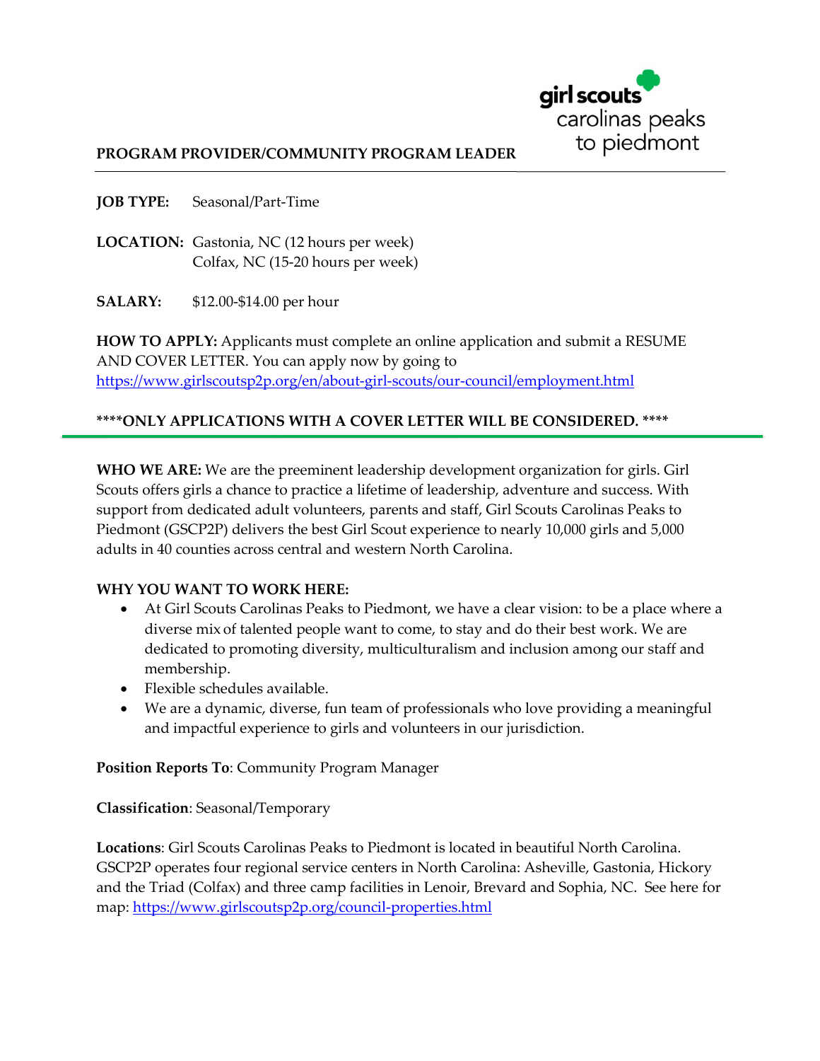girl scouts carolinas peaks to piedmont

# PROGRAM PROVIDER/COMMUNITY PROGRAM LEADER

**JOB TYPE:** Seasonal/Part-Time

**LOCATION:** Gastonia, NC (12 hours per week)
Colfax, NC (15-20 hours per week)

**SALARY:** $12.00-$14.00 per hour

**HOW TO APPLY:** Applicants must complete an online application and submit a RESUME AND COVER LETTER. You can apply now by going to https://www.girlscoutsp2p.org/en/about-girl-scouts/our-council/employment.html

**\*\*\*\*ONLY APPLICATIONS WITH A COVER LETTER WILL BE CONSIDERED. \*\*\*\***

---

**WHO WE ARE:** We are the preeminent leadership development organization for girls. Girl Scouts offers girls a chance to practice a lifetime of leadership, adventure and success. With support from dedicated adult volunteers, parents and staff, Girl Scouts Carolinas Peaks to Piedmont (GSCP2P) delivers the best Girl Scout experience to nearly 10,000 girls and 5,000 adults in 40 counties across central and western North Carolina.

**WHY YOU WANT TO WORK HERE:**

- At Girl Scouts Carolinas Peaks to Piedmont, we have a clear vision: to be a place where a diverse mix of talented people want to come, to stay and do their best work. We are dedicated to promoting diversity, multiculturalism and inclusion among our staff and membership.
- Flexible schedules available.
- We are a dynamic, diverse, fun team of professionals who love providing a meaningful and impactful experience to girls and volunteers in our jurisdiction.

**Position Reports To**: Community Program Manager

**Classification**: Seasonal/Temporary

**Locations**: Girl Scouts Carolinas Peaks to Piedmont is located in beautiful North Carolina. GSCP2P operates four regional service centers in North Carolina: Asheville, Gastonia, Hickory and the Triad (Colfax) and three camp facilities in Lenoir, Brevard and Sophia, NC. See here for map: https://www.girlscoutsp2p.org/council-properties.html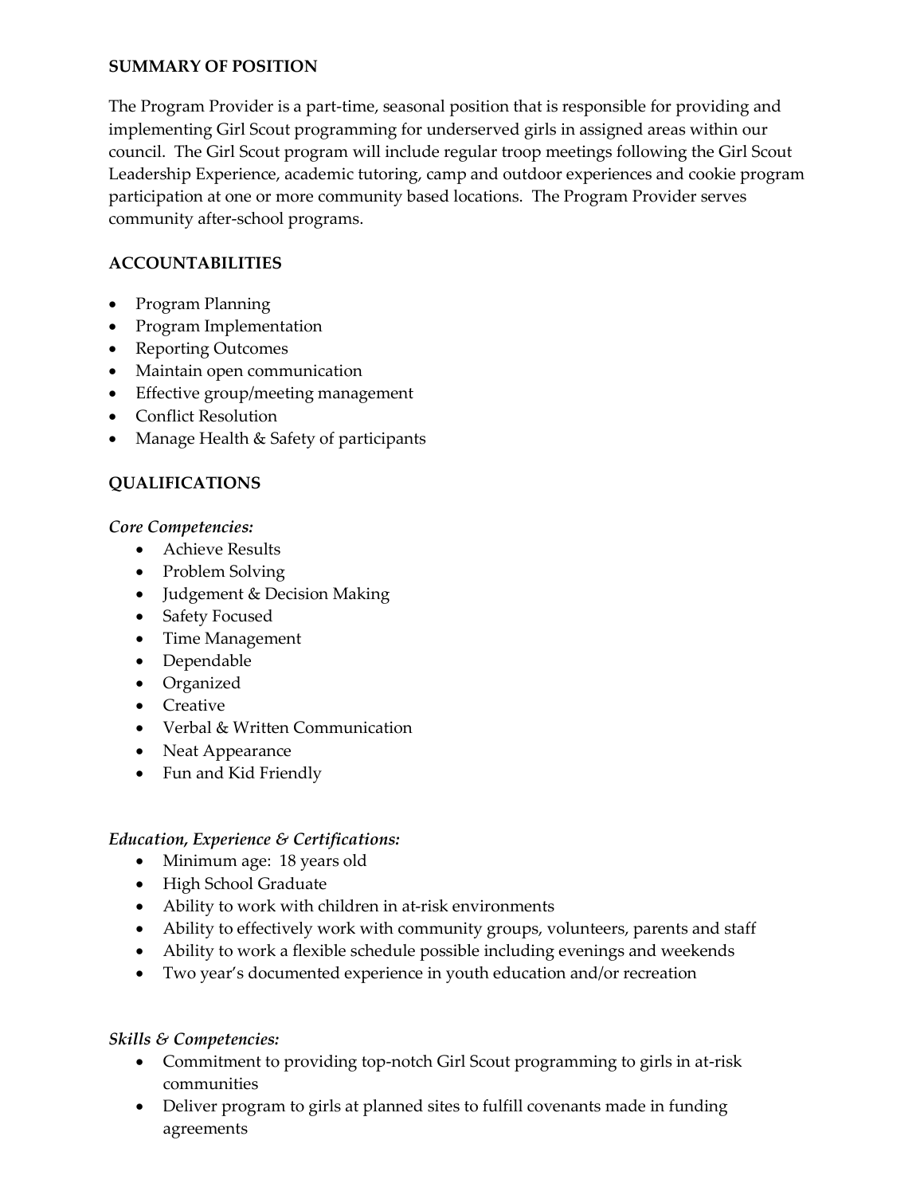**SUMMARY OF POSITION**

The Program Provider is a part-time, seasonal position that is responsible for providing and implementing Girl Scout programming for underserved girls in assigned areas within our council. The Girl Scout program will include regular troop meetings following the Girl Scout Leadership Experience, academic tutoring, camp and outdoor experiences and cookie program participation at one or more community based locations. The Program Provider serves community after-school programs.

**ACCOUNTABILITIES**

- Program Planning
- Program Implementation
- Reporting Outcomes
- Maintain open communication
- Effective group/meeting management
- Conflict Resolution
- Manage Health & Safety of participants

**QUALIFICATIONS**

***Core Competencies:***

- Achieve Results
- Problem Solving
- Judgement & Decision Making
- Safety Focused
- Time Management
- Dependable
- Organized
- Creative
- Verbal & Written Communication
- Neat Appearance
- Fun and Kid Friendly

***Education, Experience & Certifications:***

- Minimum age: 18 years old
- High School Graduate
- Ability to work with children in at-risk environments
- Ability to effectively work with community groups, volunteers, parents and staff
- Ability to work a flexible schedule possible including evenings and weekends
- Two year's documented experience in youth education and/or recreation

***Skills & Competencies:***

- Commitment to providing top-notch Girl Scout programming to girls in at-risk communities
- Deliver program to girls at planned sites to fulfill covenants made in funding agreements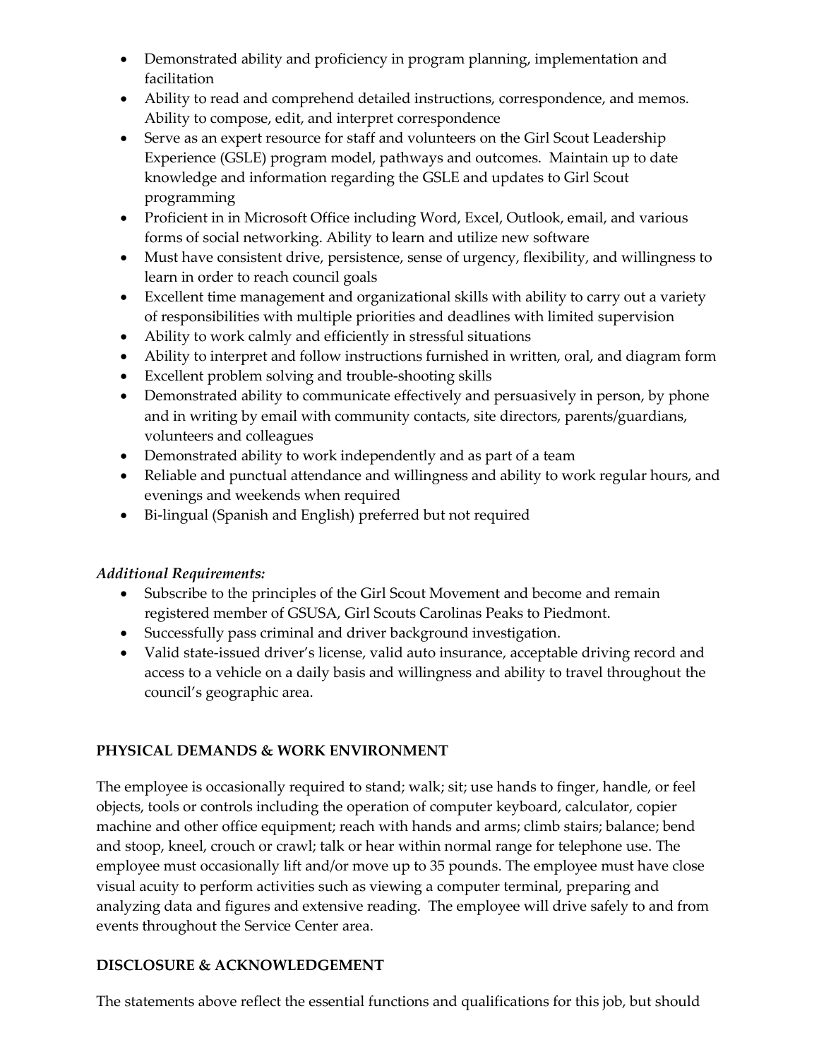- Demonstrated ability and proficiency in program planning, implementation and facilitation
- Ability to read and comprehend detailed instructions, correspondence, and memos. Ability to compose, edit, and interpret correspondence
- Serve as an expert resource for staff and volunteers on the Girl Scout Leadership Experience (GSLE) program model, pathways and outcomes. Maintain up to date knowledge and information regarding the GSLE and updates to Girl Scout programming
- Proficient in in Microsoft Office including Word, Excel, Outlook, email, and various forms of social networking. Ability to learn and utilize new software
- Must have consistent drive, persistence, sense of urgency, flexibility, and willingness to learn in order to reach council goals
- Excellent time management and organizational skills with ability to carry out a variety of responsibilities with multiple priorities and deadlines with limited supervision
- Ability to work calmly and efficiently in stressful situations
- Ability to interpret and follow instructions furnished in written, oral, and diagram form
- Excellent problem solving and trouble-shooting skills
- Demonstrated ability to communicate effectively and persuasively in person, by phone and in writing by email with community contacts, site directors, parents/guardians, volunteers and colleagues
- Demonstrated ability to work independently and as part of a team
- Reliable and punctual attendance and willingness and ability to work regular hours, and evenings and weekends when required
- Bi-lingual (Spanish and English) preferred but not required

*Additional Requirements:*

- Subscribe to the principles of the Girl Scout Movement and become and remain registered member of GSUSA, Girl Scouts Carolinas Peaks to Piedmont.
- Successfully pass criminal and driver background investigation.
- Valid state-issued driver's license, valid auto insurance, acceptable driving record and access to a vehicle on a daily basis and willingness and ability to travel throughout the council's geographic area.

**PHYSICAL DEMANDS & WORK ENVIRONMENT**

The employee is occasionally required to stand; walk; sit; use hands to finger, handle, or feel objects, tools or controls including the operation of computer keyboard, calculator, copier machine and other office equipment; reach with hands and arms; climb stairs; balance; bend and stoop, kneel, crouch or crawl; talk or hear within normal range for telephone use. The employee must occasionally lift and/or move up to 35 pounds. The employee must have close visual acuity to perform activities such as viewing a computer terminal, preparing and analyzing data and figures and extensive reading. The employee will drive safely to and from events throughout the Service Center area.

**DISCLOSURE & ACKNOWLEDGEMENT**

The statements above reflect the essential functions and qualifications for this job, but should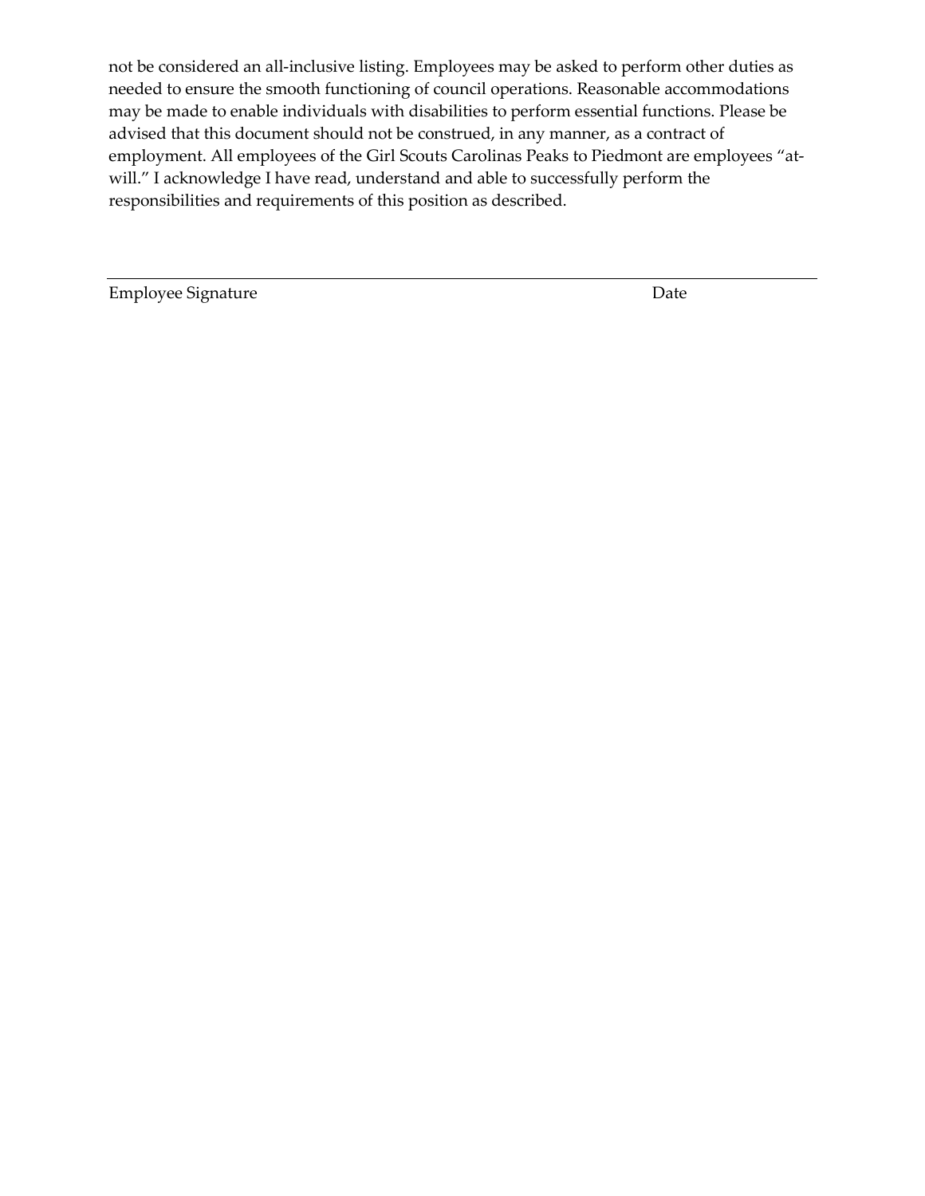not be considered an all-inclusive listing. Employees may be asked to perform other duties as needed to ensure the smooth functioning of council operations. Reasonable accommodations may be made to enable individuals with disabilities to perform essential functions. Please be advised that this document should not be construed, in any manner, as a contract of employment. All employees of the Girl Scouts Carolinas Peaks to Piedmont are employees "at-will." I acknowledge I have read, understand and able to successfully perform the responsibilities and requirements of this position as described.

\_\_\_\_\_\_\_\_\_\_\_\_\_\_\_\_\_\_\_\_\_\_\_\_\_\_\_\_\_\_\_\_\_\_\_\_\_\_\_\_\_\_\_\_\_\_\_\_\_\_\_\_\_\_\_\_\_\_\_\_\_\_\_\_\_\_\_\_\_\_

Employee Signature Date